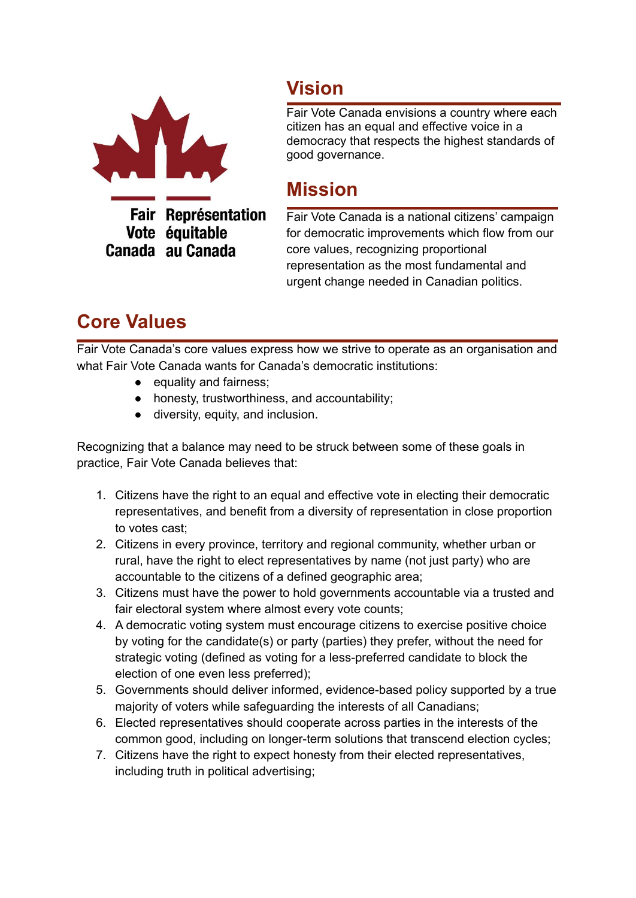Fair Vote Canada
Représentation équitable au Canada

## Vision

Fair Vote Canada envisions a country where each citizen has an equal and effective voice in a democracy that respects the highest standards of good governance.

## Mission

Fair Vote Canada is a national citizens' campaign for democratic improvements which flow from our core values, recognizing proportional representation as the most fundamental and urgent change needed in Canadian politics.

## Core Values

Fair Vote Canada's core values express how we strive to operate as an organisation and what Fair Vote Canada wants for Canada's democratic institutions:

- equality and fairness;
- honesty, trustworthiness, and accountability;
- diversity, equity, and inclusion.

Recognizing that a balance may need to be struck between some of these goals in practice, Fair Vote Canada believes that:

1. Citizens have the right to an equal and effective vote in electing their democratic representatives, and benefit from a diversity of representation in close proportion to votes cast;
2. Citizens in every province, territory and regional community, whether urban or rural, have the right to elect representatives by name (not just party) who are accountable to the citizens of a defined geographic area;
3. Citizens must have the power to hold governments accountable via a trusted and fair electoral system where almost every vote counts;
4. A democratic voting system must encourage citizens to exercise positive choice by voting for the candidate(s) or party (parties) they prefer, without the need for strategic voting (defined as voting for a less-preferred candidate to block the election of one even less preferred);
5. Governments should deliver informed, evidence-based policy supported by a true majority of voters while safeguarding the interests of all Canadians;
6. Elected representatives should cooperate across parties in the interests of the common good, including on longer-term solutions that transcend election cycles;
7. Citizens have the right to expect honesty from their elected representatives, including truth in political advertising;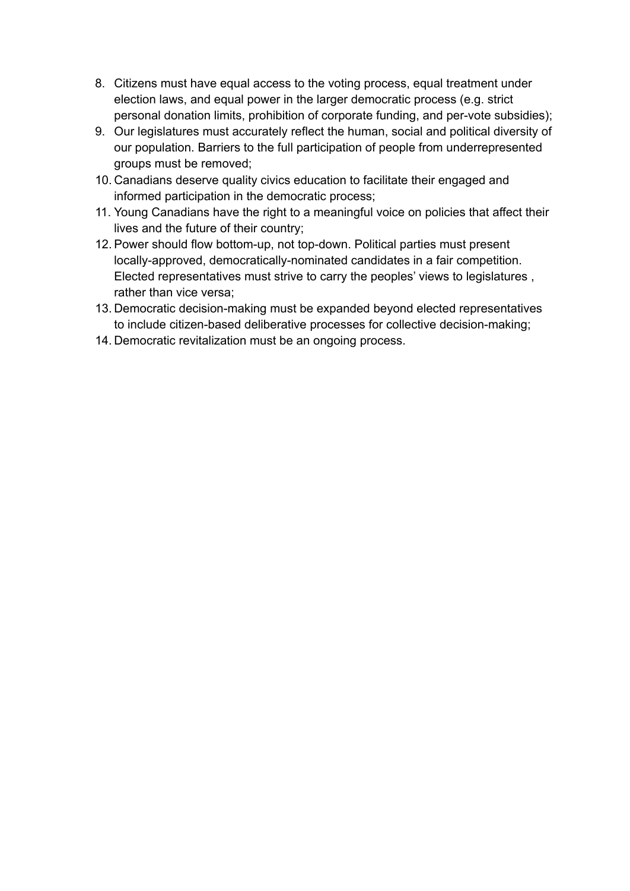8. Citizens must have equal access to the voting process, equal treatment under election laws, and equal power in the larger democratic process (e.g. strict personal donation limits, prohibition of corporate funding, and per-vote subsidies);
9. Our legislatures must accurately reflect the human, social and political diversity of our population. Barriers to the full participation of people from underrepresented groups must be removed;
10. Canadians deserve quality civics education to facilitate their engaged and informed participation in the democratic process;
11. Young Canadians have the right to a meaningful voice on policies that affect their lives and the future of their country;
12. Power should flow bottom-up, not top-down. Political parties must present locally-approved, democratically-nominated candidates in a fair competition. Elected representatives must strive to carry the peoples' views to legislatures , rather than vice versa;
13. Democratic decision-making must be expanded beyond elected representatives to include citizen-based deliberative processes for collective decision-making;
14. Democratic revitalization must be an ongoing process.